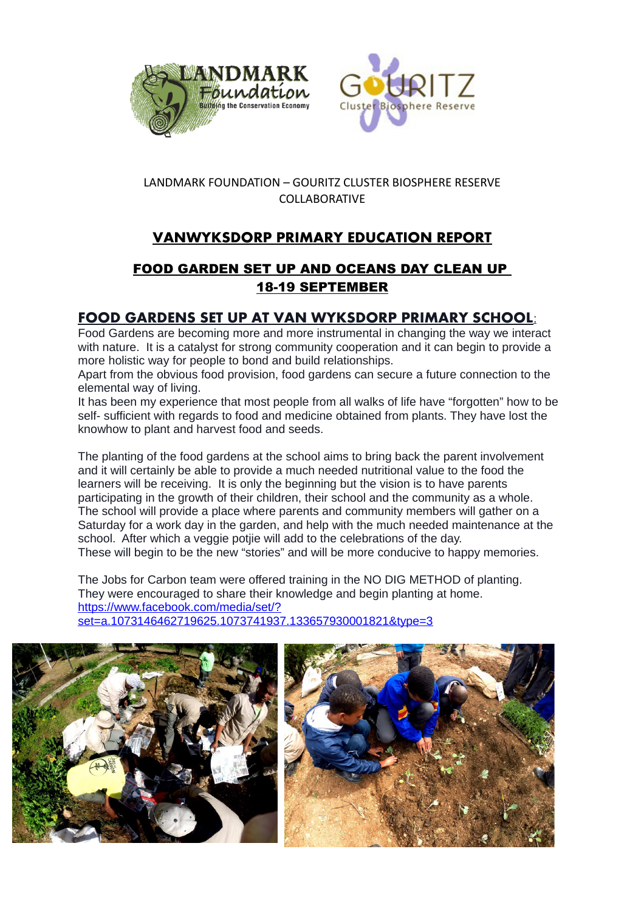LANDMARK FOUNDATION – GOURITZ CLUSTER BIOSPHERE RESERVE COLLABORATIVE

# VANWYKSDORP PRIMARY EDUCATION REPORT

## FOOD GARDEN SET UP AND OCEANS DAY CLEAN UP 18-19 SEPTEMBER

### FOOD GARDENS SET UP AT VAN WYKSDORP PRIMARY SCHOOL:

Food Gardens are becoming more and more instrumental in changing the way we interact with nature. It is a catalyst for strong community cooperation and it can begin to provide a more holistic way for people to bond and build relationships.

Apart from the obvious food provision, food gardens can secure a future connection to the elemental way of living.

It has been my experience that most people from all walks of life have "forgotten" how to be self- sufficient with regards to food and medicine obtained from plants. They have lost the knowhow to plant and harvest food and seeds.

The planting of the food gardens at the school aims to bring back the parent involvement and it will certainly be able to provide a much needed nutritional value to the food the learners will be receiving. It is only the beginning but the vision is to have parents participating in the growth of their children, their school and the community as a whole. The school will provide a place where parents and community members will gather on a Saturday for a work day in the garden, and help with the much needed maintenance at the school. After which a veggie potjie will add to the celebrations of the day.

These will begin to be the new "stories" and will be more conducive to happy memories.

The Jobs for Carbon team were offered training in the NO DIG METHOD of planting. They were encouraged to share their knowledge and begin planting at home.

https://www.facebook.com/media/set/?set=a.1073146462719625.1073741937.133657930001821&type=3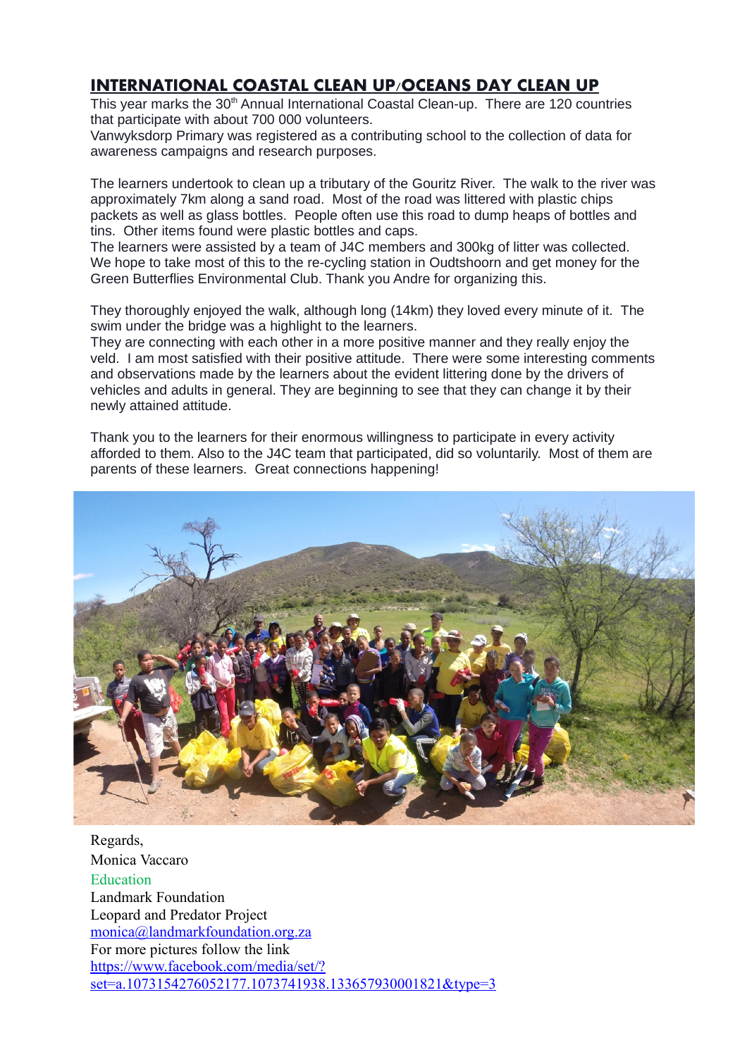## INTERNATIONAL COASTAL CLEAN UP/OCEANS DAY CLEAN UP

This year marks the 30th Annual International Coastal Clean-up. There are 120 countries that participate with about 700 000 volunteers.
Vanwyksdorp Primary was registered as a contributing school to the collection of data for awareness campaigns and research purposes.

The learners undertook to clean up a tributary of the Gouritz River. The walk to the river was approximately 7km along a sand road. Most of the road was littered with plastic chips packets as well as glass bottles. People often use this road to dump heaps of bottles and tins. Other items found were plastic bottles and caps.
The learners were assisted by a team of J4C members and 300kg of litter was collected. We hope to take most of this to the re-cycling station in Oudtshoorn and get money for the Green Butterflies Environmental Club. Thank you Andre for organizing this.

They thoroughly enjoyed the walk, although long (14km) they loved every minute of it. The swim under the bridge was a highlight to the learners.
They are connecting with each other in a more positive manner and they really enjoy the veld. I am most satisfied with their positive attitude. There were some interesting comments and observations made by the learners about the evident littering done by the drivers of vehicles and adults in general. They are beginning to see that they can change it by their newly attained attitude.

Thank you to the learners for their enormous willingness to participate in every activity afforded to them. Also to the J4C team that participated, did so voluntarily. Most of them are parents of these learners. Great connections happening!

Regards,
Monica Vaccaro
Education
Landmark Foundation
Leopard and Predator Project
monica@landmarkfoundation.org.za
For more pictures follow the link
https://www.facebook.com/media/set/?set=a.1073154276052177.1073741938.133657930001821&type=3